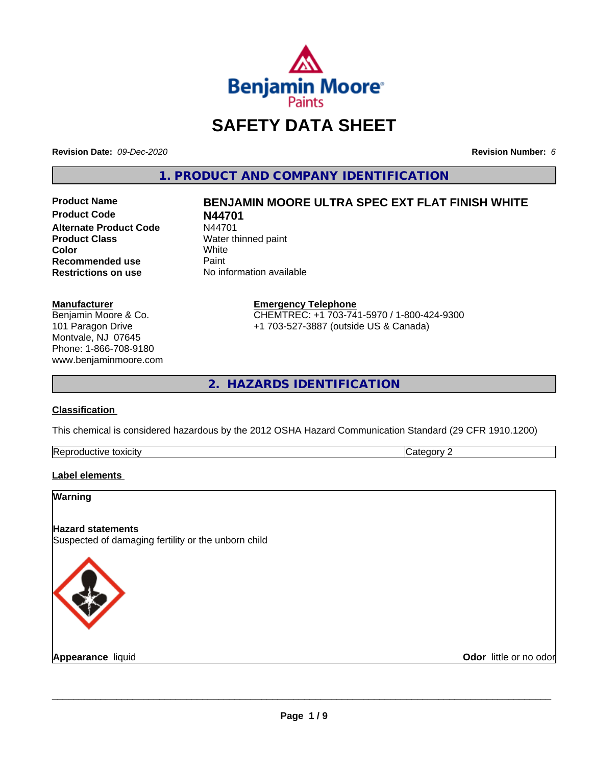# SAFETY DATA SHEET

**Revision Date:** *09-Dec-2020*

**Revision Number:** *6*

## 1. PRODUCT AND COMPANY IDENTIFICATION

| | |
|---|---|
| **Product Name** | **BENJAMIN MOORE ULTRA SPEC EXT FLAT FINISH WHITE** |
| **Product Code** | **N44701** |
| **Alternate Product Code** | N44701 |
| **Product Class** | Water thinned paint |
| **Color** | White |
| **Recommended use** | Paint |
| **Restrictions on use** | No information available |

**Manufacturer**
Benjamin Moore & Co.
101 Paragon Drive
Montvale, NJ 07645
Phone: 1-866-708-9180
www.benjaminmoore.com

**Emergency Telephone**
CHEMTREC: +1 703-741-5970 / 1-800-424-9300
+1 703-527-3887 (outside US & Canada)

## 2. HAZARDS IDENTIFICATION

### Classification

This chemical is considered hazardous by the 2012 OSHA Hazard Communication Standard (29 CFR 1910.1200)

| | |
|---|---|
| Reproductive toxicity | Category 2 |

### Label elements

**Warning**

**Hazard statements**
Suspected of damaging fertility or the unborn child

**Appearance** liquid

**Odor** little or no odor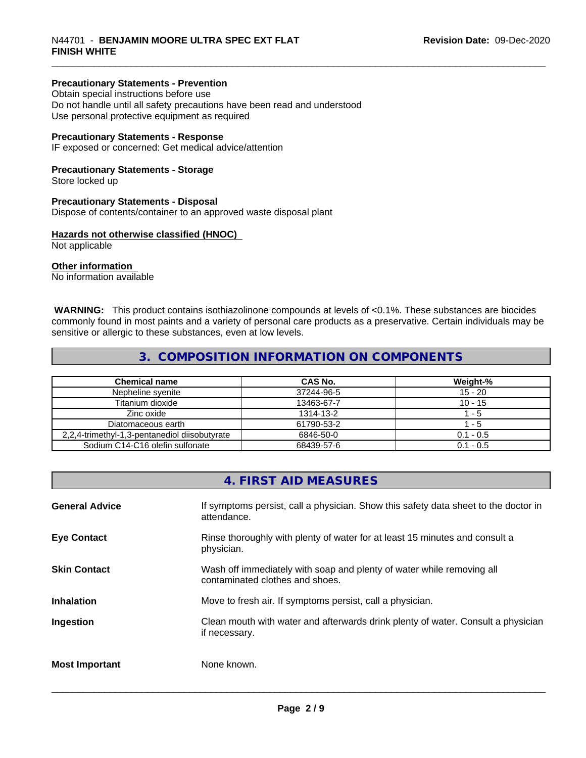**Precautionary Statements - Prevention**
Obtain special instructions before use
Do not handle until all safety precautions have been read and understood
Use personal protective equipment as required

**Precautionary Statements - Response**
IF exposed or concerned: Get medical advice/attention

**Precautionary Statements - Storage**
Store locked up

**Precautionary Statements - Disposal**
Dispose of contents/container to an approved waste disposal plant

**Hazards not otherwise classified (HNOC)**
Not applicable

**Other information**
No information available

**WARNING:** This product contains isothiazolinone compounds at levels of <0.1%. These substances are biocides commonly found in most paints and a variety of personal care products as a preservative. Certain individuals may be sensitive or allergic to these substances, even at low levels.

## 3. COMPOSITION INFORMATION ON COMPONENTS

| Chemical name | CAS No. | Weight-% |
|---|---|---|
| Nepheline syenite | 37244-96-5 | 15 - 20 |
| Titanium dioxide | 13463-67-7 | 10 - 15 |
| Zinc oxide | 1314-13-2 | 1 - 5 |
| Diatomaceous earth | 61790-53-2 | 1 - 5 |
| 2,2,4-trimethyl-1,3-pentanediol diisobutyrate | 6846-50-0 | 0.1 - 0.5 |
| Sodium C14-C16 olefin sulfonate | 68439-57-6 | 0.1 - 0.5 |

## 4. FIRST AID MEASURES

| | |
|---|---|
| **General Advice** | If symptoms persist, call a physician. Show this safety data sheet to the doctor in attendance. |
| **Eye Contact** | Rinse thoroughly with plenty of water for at least 15 minutes and consult a physician. |
| **Skin Contact** | Wash off immediately with soap and plenty of water while removing all contaminated clothes and shoes. |
| **Inhalation** | Move to fresh air. If symptoms persist, call a physician. |
| **Ingestion** | Clean mouth with water and afterwards drink plenty of water. Consult a physician if necessary. |
| **Most Important** | None known. |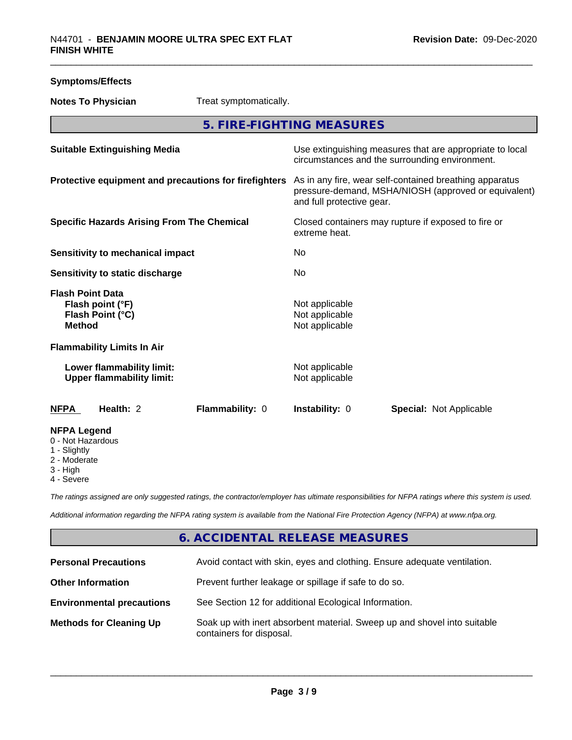**Symptoms/Effects**

**Notes To Physician** Treat symptomatically.

## 5. FIRE-FIGHTING MEASURES

| | |
|---|---|
| **Suitable Extinguishing Media** | Use extinguishing measures that are appropriate to local circumstances and the surrounding environment. |
| **Protective equipment and precautions for firefighters** | As in any fire, wear self-contained breathing apparatus pressure-demand, MSHA/NIOSH (approved or equivalent) and full protective gear. |
| **Specific Hazards Arising From The Chemical** | Closed containers may rupture if exposed to fire or extreme heat. |
| **Sensitivity to mechanical impact** | No |
| **Sensitivity to static discharge** | No |

**Flash Point Data**

| | |
|---|---|
| **Flash point (°F)** | Not applicable |
| **Flash Point (°C)** | Not applicable |
| **Method** | Not applicable |

**Flammability Limits In Air**

| | |
|---|---|
| **Lower flammability limit:** | Not applicable |
| **Upper flammability limit:** | Not applicable |

| **NFPA** | **Health:** 2 | **Flammability:** 0 | **Instability:** 0 | **Special:** Not Applicable |
|---|---|---|---|---|

**NFPA Legend**
- 0 - Not Hazardous
- 1 - Slightly
- 2 - Moderate
- 3 - High
- 4 - Severe

*The ratings assigned are only suggested ratings, the contractor/employer has ultimate responsibilities for NFPA ratings where this system is used.*

*Additional information regarding the NFPA rating system is available from the National Fire Protection Agency (NFPA) at www.nfpa.org.*

## 6. ACCIDENTAL RELEASE MEASURES

| | |
|---|---|
| **Personal Precautions** | Avoid contact with skin, eyes and clothing. Ensure adequate ventilation. |
| **Other Information** | Prevent further leakage or spillage if safe to do so. |
| **Environmental precautions** | See Section 12 for additional Ecological Information. |
| **Methods for Cleaning Up** | Soak up with inert absorbent material. Sweep up and shovel into suitable containers for disposal. |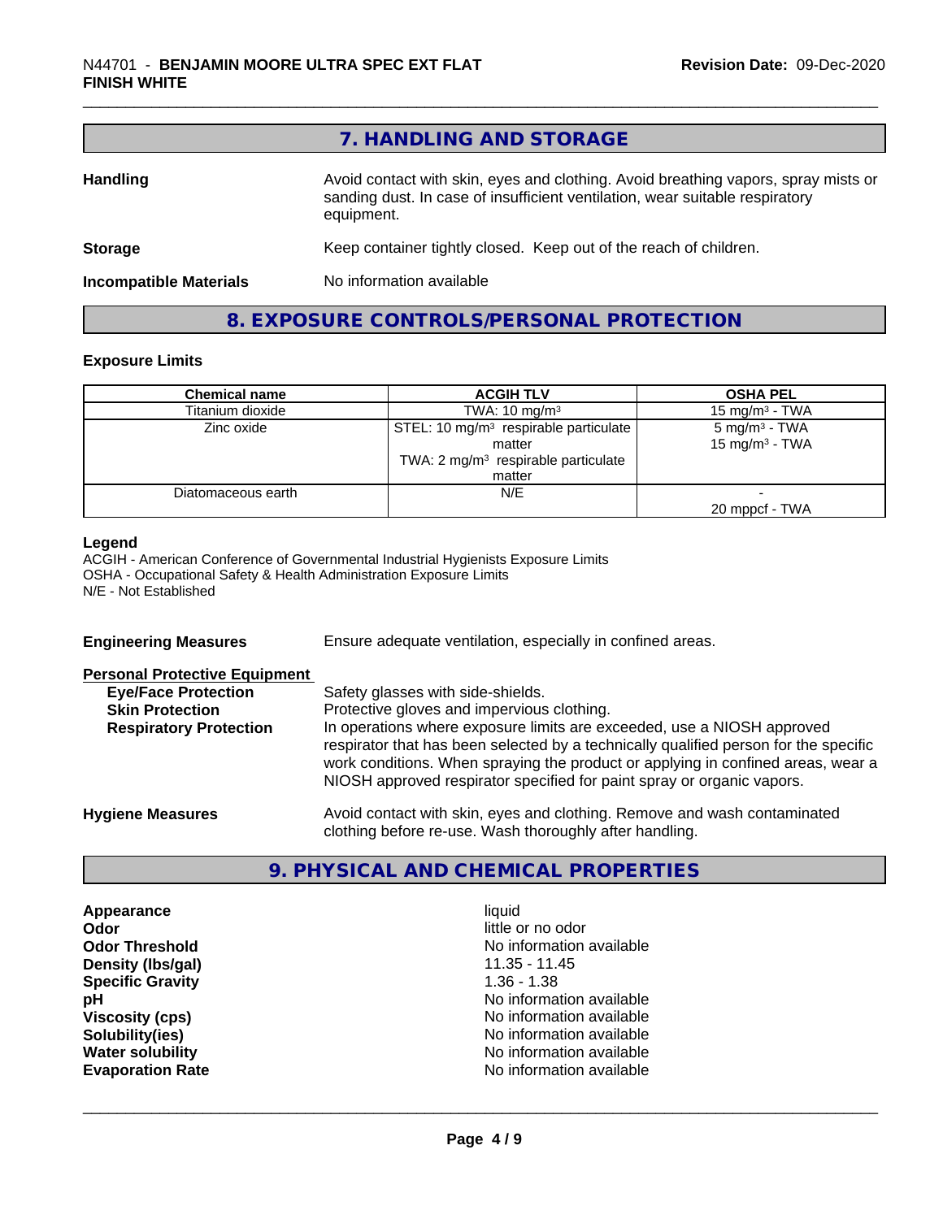## 7. HANDLING AND STORAGE

**Handling** Avoid contact with skin, eyes and clothing. Avoid breathing vapors, spray mists or sanding dust. In case of insufficient ventilation, wear suitable respiratory equipment.

**Storage** Keep container tightly closed. Keep out of the reach of children.

**Incompatible Materials** No information available

## 8. EXPOSURE CONTROLS/PERSONAL PROTECTION

### Exposure Limits

| Chemical name | ACGIH TLV | OSHA PEL |
| --- | --- | --- |
| Titanium dioxide | TWA: 10 $mg/m^3$ | 15 $mg/m^3$ - TWA |
| Zinc oxide | STEL: 10 $mg/m^3$ respirable particulate matter<br>TWA: 2 $mg/m^3$ respirable particulate matter | 5 $mg/m^3$ - TWA<br>15 $mg/m^3$ - TWA |
| Diatomaceous earth | N/E | -<br>20 mppcf - TWA |

**Legend**
ACGIH - American Conference of Governmental Industrial Hygienists Exposure Limits
OSHA - Occupational Safety & Health Administration Exposure Limits
N/E - Not Established

**Engineering Measures** Ensure adequate ventilation, especially in confined areas.

**Personal Protective Equipment**

**Eye/Face Protection** Safety glasses with side-shields.

**Skin Protection** Protective gloves and impervious clothing.

**Respiratory Protection** In operations where exposure limits are exceeded, use a NIOSH approved respirator that has been selected by a technically qualified person for the specific work conditions. When spraying the product or applying in confined areas, wear a NIOSH approved respirator specified for paint spray or organic vapors.

**Hygiene Measures** Avoid contact with skin, eyes and clothing. Remove and wash contaminated clothing before re-use. Wash thoroughly after handling.

## 9. PHYSICAL AND CHEMICAL PROPERTIES

| | |
| --- | --- |
| **Appearance** | liquid |
| **Odor** | little or no odor |
| **Odor Threshold** | No information available |
| **Density (lbs/gal)** | 11.35 - 11.45 |
| **Specific Gravity** | 1.36 - 1.38 |
| **pH** | No information available |
| **Viscosity (cps)** | No information available |
| **Solubility(ies)** | No information available |
| **Water solubility** | No information available |
| **Evaporation Rate** | No information available |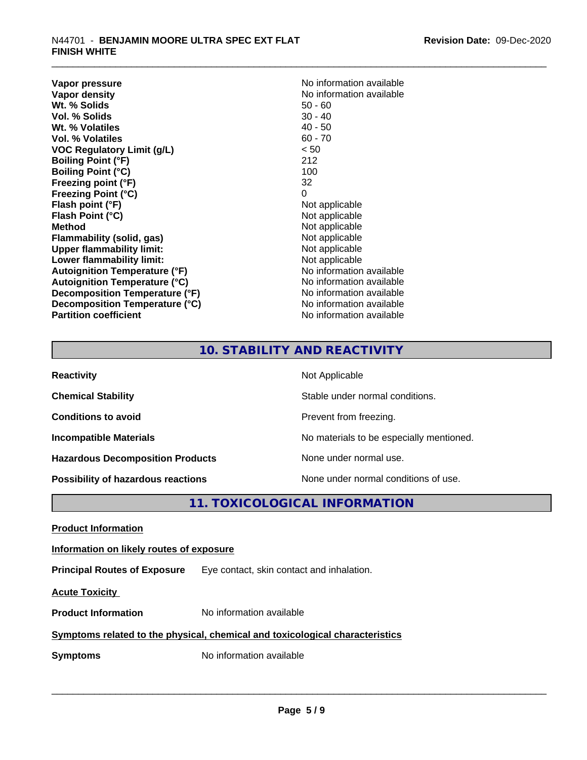| | |
|---|---|
| **Vapor pressure** | No information available |
| **Vapor density** | No information available |
| **Wt. % Solids** | 50 - 60 |
| **Vol. % Solids** | 30 - 40 |
| **Wt. % Volatiles** | 40 - 50 |
| **Vol. % Volatiles** | 60 - 70 |
| **VOC Regulatory Limit (g/L)** | < 50 |
| **Boiling Point (°F)** | 212 |
| **Boiling Point (°C)** | 100 |
| **Freezing point (°F)** | 32 |
| **Freezing Point (°C)** | 0 |
| **Flash point (°F)** | Not applicable |
| **Flash Point (°C)** | Not applicable |
| **Method** | Not applicable |
| **Flammability (solid, gas)** | Not applicable |
| **Upper flammability limit:** | Not applicable |
| **Lower flammability limit:** | Not applicable |
| **Autoignition Temperature (°F)** | No information available |
| **Autoignition Temperature (°C)** | No information available |
| **Decomposition Temperature (°F)** | No information available |
| **Decomposition Temperature (°C)** | No information available |
| **Partition coefficient** | No information available |

## 10. STABILITY AND REACTIVITY

| | |
|---|---|
| **Reactivity** | Not Applicable |
| **Chemical Stability** | Stable under normal conditions. |
| **Conditions to avoid** | Prevent from freezing. |
| **Incompatible Materials** | No materials to be especially mentioned. |
| **Hazardous Decomposition Products** | None under normal use. |
| **Possibility of hazardous reactions** | None under normal conditions of use. |

## 11. TOXICOLOGICAL INFORMATION

**Product Information**

**Information on likely routes of exposure**

**Principal Routes of Exposure** Eye contact, skin contact and inhalation.

**Acute Toxicity**

**Product Information** No information available

**Symptoms related to the physical, chemical and toxicological characteristics**

**Symptoms** No information available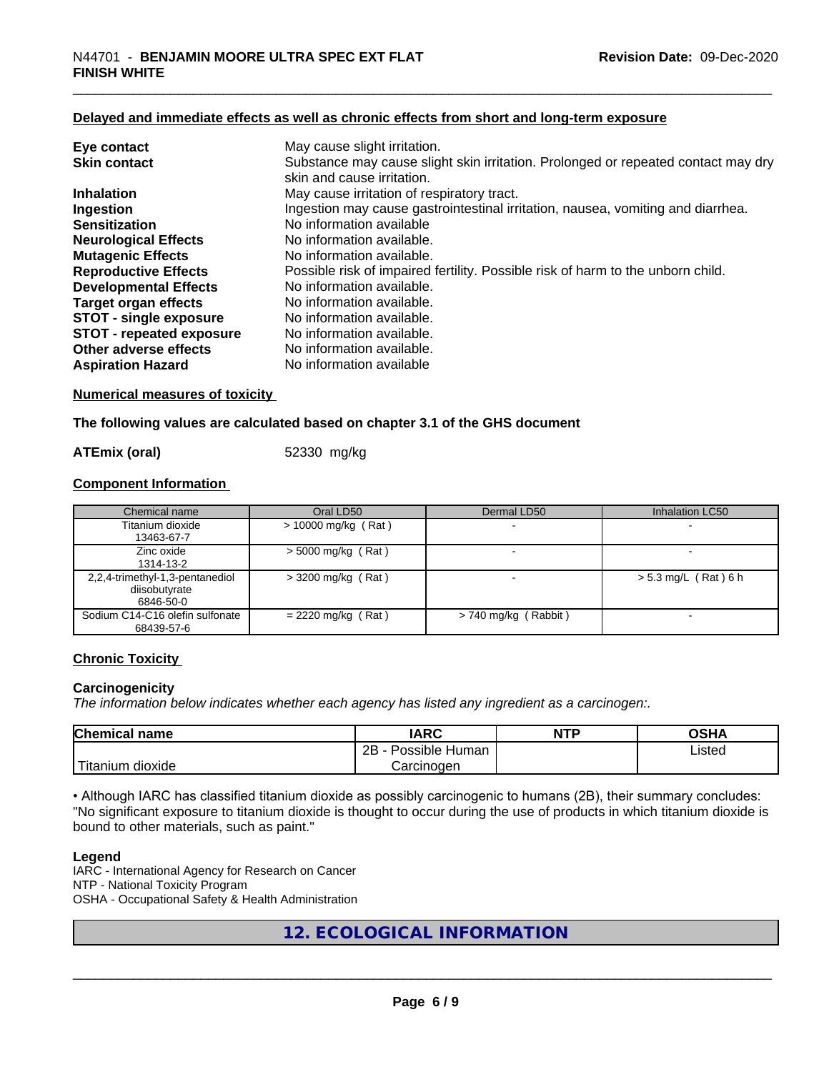**Delayed and immediate effects as well as chronic effects from short and long-term exposure**

| | |
|---|---|
| **Eye contact** | May cause slight irritation. |
| **Skin contact** | Substance may cause slight skin irritation. Prolonged or repeated contact may dry skin and cause irritation. |
| **Inhalation** | May cause irritation of respiratory tract. |
| **Ingestion** | Ingestion may cause gastrointestinal irritation, nausea, vomiting and diarrhea. |
| **Sensitization** | No information available |
| **Neurological Effects** | No information available. |
| **Mutagenic Effects** | No information available. |
| **Reproductive Effects** | Possible risk of impaired fertility. Possible risk of harm to the unborn child. |
| **Developmental Effects** | No information available. |
| **Target organ effects** | No information available. |
| **STOT - single exposure** | No information available. |
| **STOT - repeated exposure** | No information available. |
| **Other adverse effects** | No information available. |
| **Aspiration Hazard** | No information available |

**Numerical measures of toxicity**

**The following values are calculated based on chapter 3.1 of the GHS document**

**ATEmix (oral)** 52330 mg/kg

**Component Information**

| Chemical name | Oral LD50 | Dermal LD50 | Inhalation LC50 |
|---|---|---|---|
| Titanium dioxide 13463-67-7 | > 10000 mg/kg ( Rat ) | - | - |
| Zinc oxide 1314-13-2 | > 5000 mg/kg ( Rat ) | - | - |
| 2,2,4-trimethyl-1,3-pentanediol diisobutyrate 6846-50-0 | > 3200 mg/kg ( Rat ) | - | > 5.3 mg/L ( Rat ) 6 h |
| Sodium C14-C16 olefin sulfonate 68439-57-6 | = 2220 mg/kg ( Rat ) | > 740 mg/kg ( Rabbit ) | - |

**Chronic Toxicity**

**Carcinogenicity**

*The information below indicates whether each agency has listed any ingredient as a carcinogen:.*

| Chemical name | IARC | NTP | OSHA |
|---|---|---|---|
| Titanium dioxide | 2B - Possible Human Carcinogen | | Listed |

• Although IARC has classified titanium dioxide as possibly carcinogenic to humans (2B), their summary concludes: "No significant exposure to titanium dioxide is thought to occur during the use of products in which titanium dioxide is bound to other materials, such as paint."

**Legend**

IARC - International Agency for Research on Cancer
NTP - National Toxicity Program
OSHA - Occupational Safety & Health Administration

## 12. ECOLOGICAL INFORMATION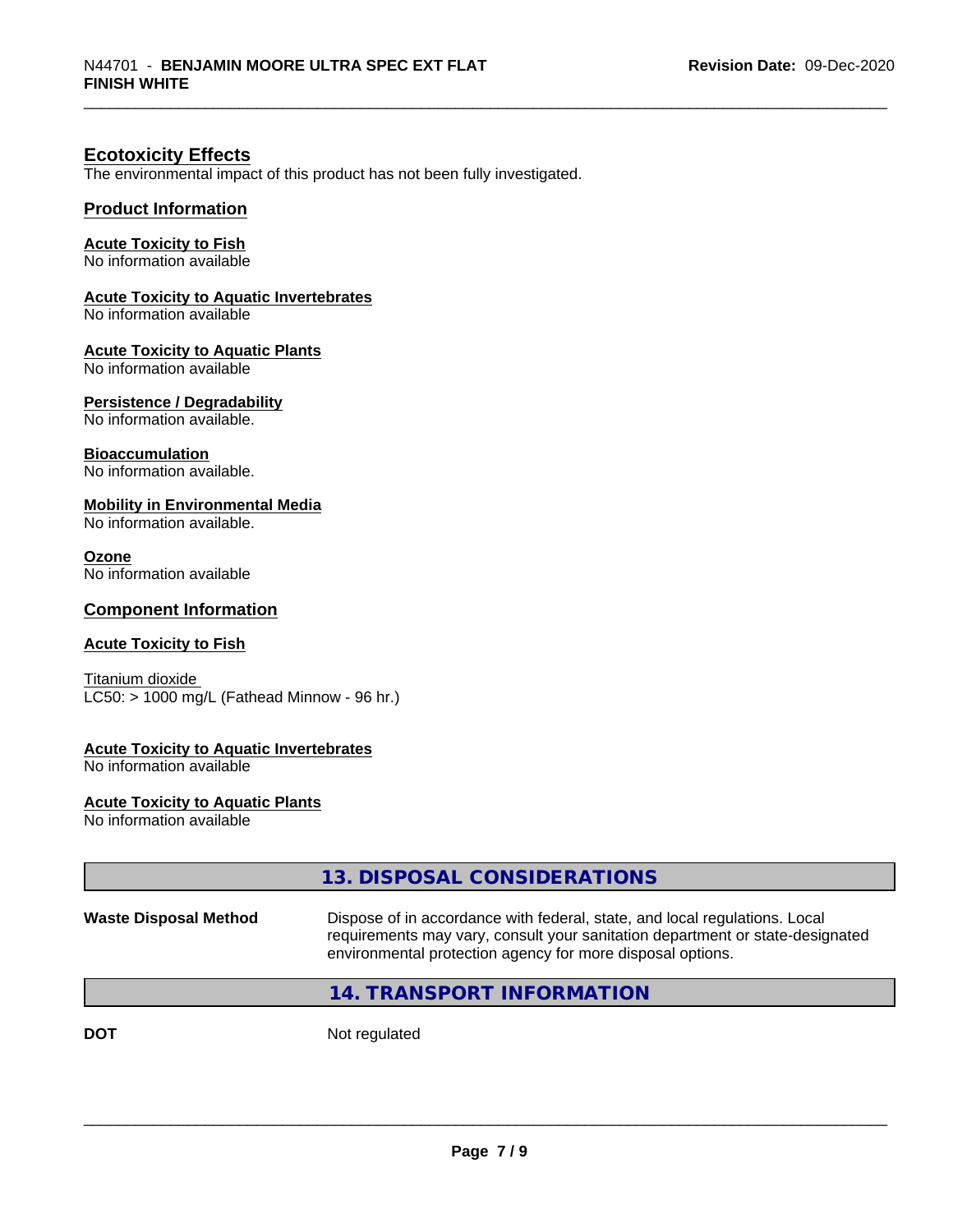## Ecotoxicity Effects

The environmental impact of this product has not been fully investigated.

### Product Information

**Acute Toxicity to Fish**
No information available

**Acute Toxicity to Aquatic Invertebrates**
No information available

**Acute Toxicity to Aquatic Plants**
No information available

**Persistence / Degradability**
No information available.

**Bioaccumulation**
No information available.

**Mobility in Environmental Media**
No information available.

**Ozone**
No information available

### Component Information

**Acute Toxicity to Fish**

Titanium dioxide
LC50: > 1000 mg/L (Fathead Minnow - 96 hr.)

**Acute Toxicity to Aquatic Invertebrates**
No information available

**Acute Toxicity to Aquatic Plants**
No information available

## 13. DISPOSAL CONSIDERATIONS

**Waste Disposal Method** Dispose of in accordance with federal, state, and local regulations. Local requirements may vary, consult your sanitation department or state-designated environmental protection agency for more disposal options.

## 14. TRANSPORT INFORMATION

**DOT** Not regulated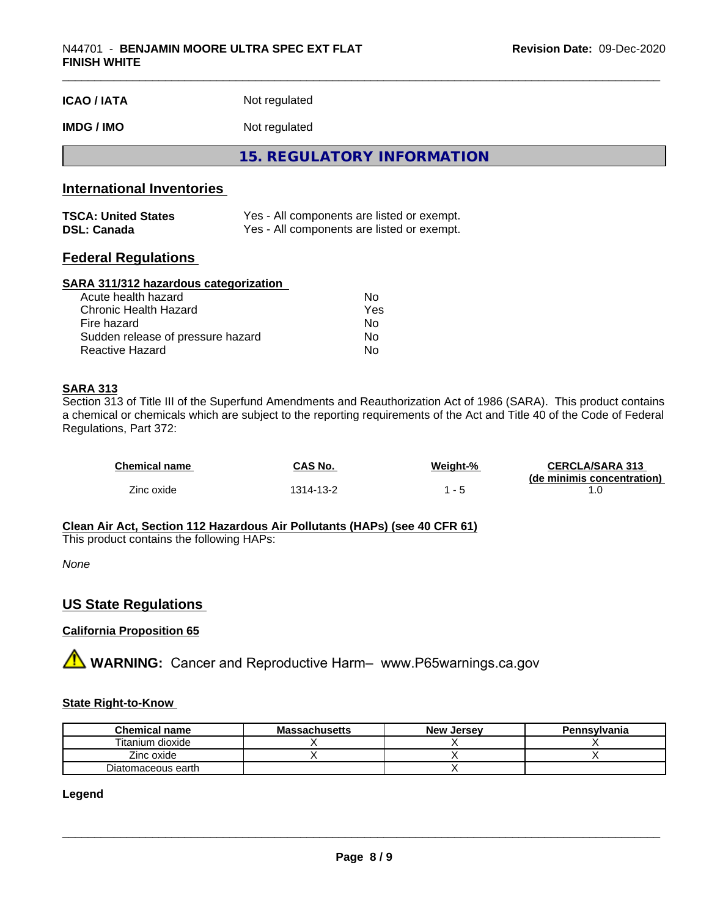| | |
|---|---|
| **ICAO / IATA** | Not regulated |
| **IMDG / IMO** | Not regulated |

# 15. REGULATORY INFORMATION

## International Inventories

| | |
|---|---|
| **TSCA: United States** | Yes - All components are listed or exempt. |
| **DSL: Canada** | Yes - All components are listed or exempt. |

## Federal Regulations

### SARA 311/312 hazardous categorization

| | |
|---|---|
| Acute health hazard | No |
| Chronic Health Hazard | Yes |
| Fire hazard | No |
| Sudden release of pressure hazard | No |
| Reactive Hazard | No |

### SARA 313

Section 313 of Title III of the Superfund Amendments and Reauthorization Act of 1986 (SARA). This product contains a chemical or chemicals which are subject to the reporting requirements of the Act and Title 40 of the Code of Federal Regulations, Part 372:

| Chemical name | CAS No. | Weight-% | CERCLA/SARA 313 (de minimis concentration) |
|---|---|---|---|
| Zinc oxide | 1314-13-2 | 1 - 5 | 1.0 |

### Clean Air Act, Section 112 Hazardous Air Pollutants (HAPs) (see 40 CFR 61)

This product contains the following HAPs:

*None*

## US State Regulations

### California Proposition 65

⚠ **WARNING:** Cancer and Reproductive Harm– www.P65warnings.ca.gov

### State Right-to-Know

| Chemical name | Massachusetts | New Jersey | Pennsylvania |
|---|---|---|---|
| Titanium dioxide | X | X | X |
| Zinc oxide | X | X | X |
| Diatomaceous earth | | X | |

**Legend**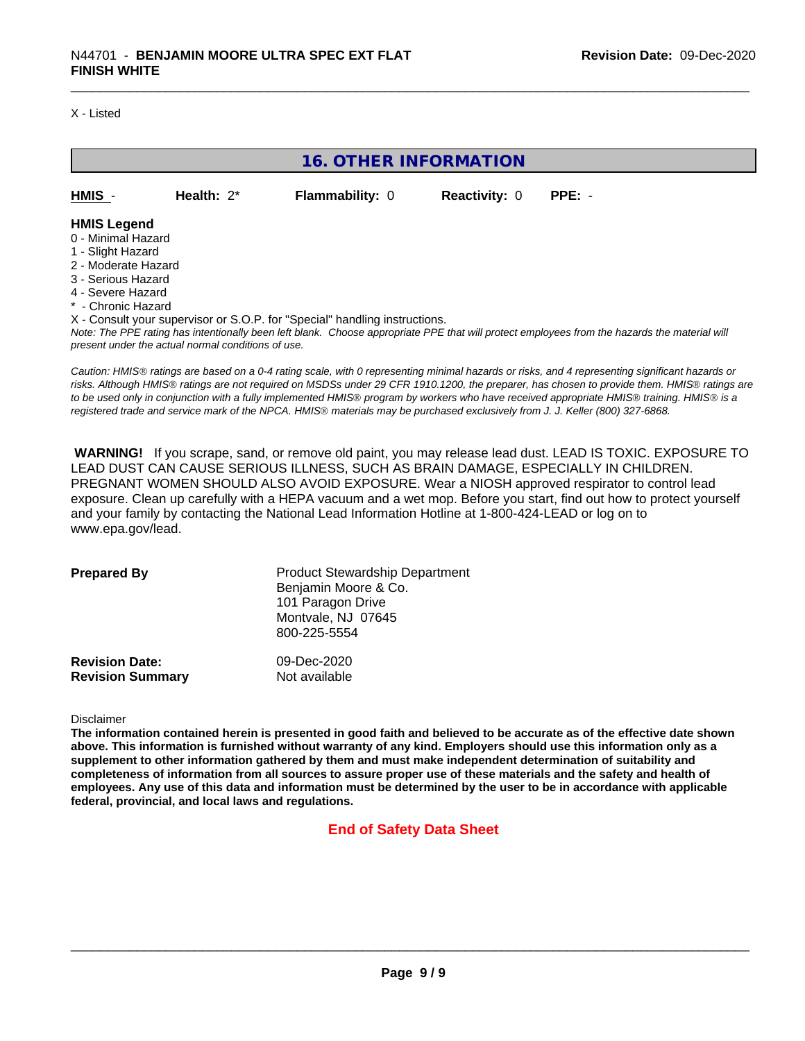X - Listed

## 16. OTHER INFORMATION

| | | | | |
|---|---|---|---|---|
| **HMIS** - | **Health:** 2* | **Flammability:** 0 | **Reactivity:** 0 | **PPE:** - |

**HMIS Legend**
0 - Minimal Hazard
1 - Slight Hazard
2 - Moderate Hazard
3 - Serious Hazard
4 - Severe Hazard
* - Chronic Hazard
X - Consult your supervisor or S.O.P. for "Special" handling instructions.
*Note: The PPE rating has intentionally been left blank. Choose appropriate PPE that will protect employees from the hazards the material will present under the actual normal conditions of use.*

*Caution: HMIS® ratings are based on a 0-4 rating scale, with 0 representing minimal hazards or risks, and 4 representing significant hazards or risks. Although HMIS® ratings are not required on MSDSs under 29 CFR 1910.1200, the preparer, has chosen to provide them. HMIS® ratings are to be used only in conjunction with a fully implemented HMIS® program by workers who have received appropriate HMIS® training. HMIS® is a registered trade and service mark of the NPCA. HMIS® materials may be purchased exclusively from J. J. Keller (800) 327-6868.*

**WARNING!** If you scrape, sand, or remove old paint, you may release lead dust. LEAD IS TOXIC. EXPOSURE TO LEAD DUST CAN CAUSE SERIOUS ILLNESS, SUCH AS BRAIN DAMAGE, ESPECIALLY IN CHILDREN. PREGNANT WOMEN SHOULD ALSO AVOID EXPOSURE. Wear a NIOSH approved respirator to control lead exposure. Clean up carefully with a HEPA vacuum and a wet mop. Before you start, find out how to protect yourself and your family by contacting the National Lead Information Hotline at 1-800-424-LEAD or log on to www.epa.gov/lead.

| | |
|---|---|
| **Prepared By** | Product Stewardship Department<br>Benjamin Moore & Co.<br>101 Paragon Drive<br>Montvale, NJ 07645<br>800-225-5554 |
| **Revision Date:** | 09-Dec-2020 |
| **Revision Summary** | Not available |

Disclaimer

**The information contained herein is presented in good faith and believed to be accurate as of the effective date shown above. This information is furnished without warranty of any kind. Employers should use this information only as a supplement to other information gathered by them and must make independent determination of suitability and completeness of information from all sources to assure proper use of these materials and the safety and health of employees. Any use of this data and information must be determined by the user to be in accordance with applicable federal, provincial, and local laws and regulations.**

**End of Safety Data Sheet**